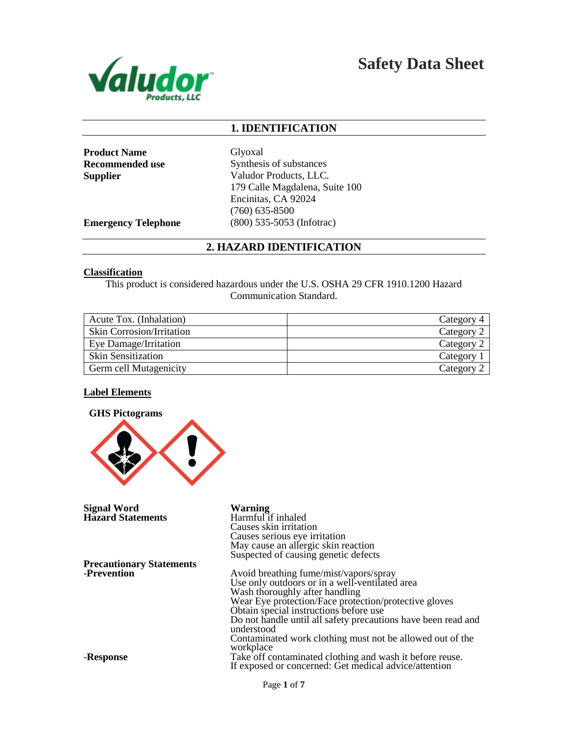# Safety Data Sheet

## 1. IDENTIFICATION

**Product Name** Glyoxal

**Recommended use** Synthesis of substances

**Supplier** Valudor Products, LLC.
179 Calle Magdalena, Suite 100
Encinitas, CA 92024
(760) 635-8500

**Emergency Telephone** (800) 535-5053 (Infotrac)

## 2. HAZARD IDENTIFICATION

### Classification

This product is considered hazardous under the U.S. OSHA 29 CFR 1910.1200 Hazard Communication Standard.

| | |
|---|---|
| Acute Tox. (Inhalation) | Category 4 |
| Skin Corrosion/Irritation | Category 2 |
| Eye Damage/Irritation | Category 2 |
| Skin Sensitization | Category 1 |
| Germ cell Mutagenicity | Category 2 |

### Label Elements

**GHS Pictograms**

**Signal Word** **Warning**

**Hazard Statements**
Harmful if inhaled
Causes skin irritation
Causes serious eye irritation
May cause an allergic skin reaction
Suspected of causing genetic defects

**Precautionary Statements**

**-Prevention**
Avoid breathing fume/mist/vapors/spray
Use only outdoors or in a well-ventilated area
Wash thoroughly after handling
Wear Eye protection/Face protection/protective gloves
Obtain special instructions before use
Do not handle until all safety precautions have been read and understood
Contaminated work clothing must not be allowed out of the workplace

**-Response**
Take off contaminated clothing and wash it before reuse.
If exposed or concerned: Get medical advice/attention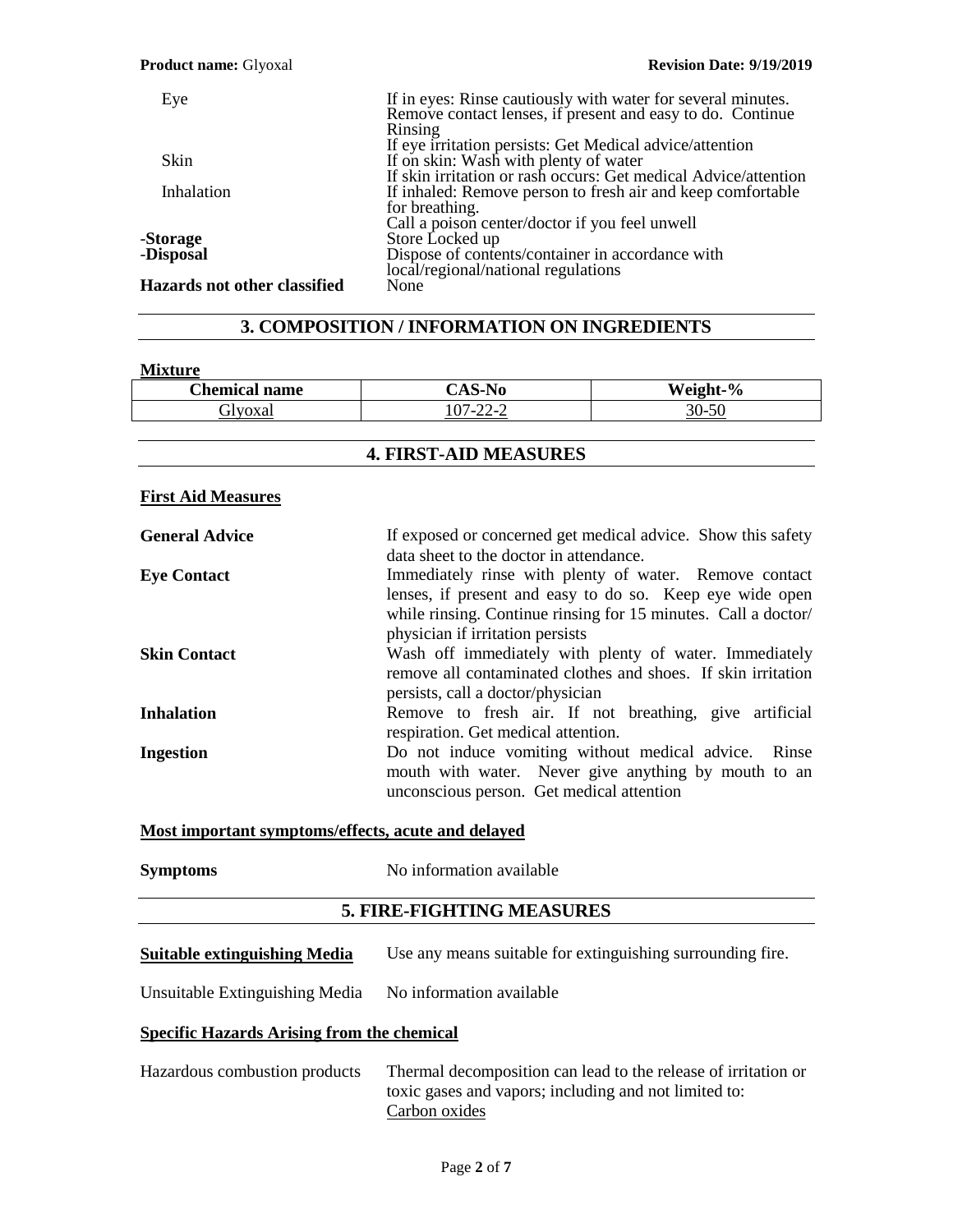| | |
|---|---|
| Eye | If in eyes: Rinse cautiously with water for several minutes. Remove contact lenses, if present and easy to do. Continue Rinsing<br>If eye irritation persists: Get Medical advice/attention |
| Skin | If on skin: Wash with plenty of water<br>If skin irritation or rash occurs: Get medical Advice/attention |
| Inhalation | If inhaled: Remove person to fresh air and keep comfortable for breathing.<br>Call a poison center/doctor if you feel unwell |
| **-Storage** | Store Locked up |
| **-Disposal** | Dispose of contents/container in accordance with local/regional/national regulations |
| **Hazards not other classified** | None |

## 3. COMPOSITION / INFORMATION ON INGREDIENTS

**Mixture**

| Chemical name | CAS-No | Weight-% |
|---|---|---|
| Glyoxal | 107-22-2 | 30-50 |

## 4. FIRST-AID MEASURES

**First Aid Measures**

**General Advice** — If exposed or concerned get medical advice. Show this safety data sheet to the doctor in attendance.

**Eye Contact** — Immediately rinse with plenty of water. Remove contact lenses, if present and easy to do so. Keep eye wide open while rinsing. Continue rinsing for 15 minutes. Call a doctor/ physician if irritation persists

**Skin Contact** — Wash off immediately with plenty of water. Immediately remove all contaminated clothes and shoes. If skin irritation persists, call a doctor/physician

**Inhalation** — Remove to fresh air. If not breathing, give artificial respiration. Get medical attention.

**Ingestion** — Do not induce vomiting without medical advice. Rinse mouth with water. Never give anything by mouth to an unconscious person. Get medical attention

**Most important symptoms/effects, acute and delayed**

**Symptoms** — No information available

## 5. FIRE-FIGHTING MEASURES

**Suitable extinguishing Media** — Use any means suitable for extinguishing surrounding fire.

Unsuitable Extinguishing Media — No information available

**Specific Hazards Arising from the chemical**

Hazardous combustion products — Thermal decomposition can lead to the release of irritation or toxic gases and vapors; including and not limited to: Carbon oxides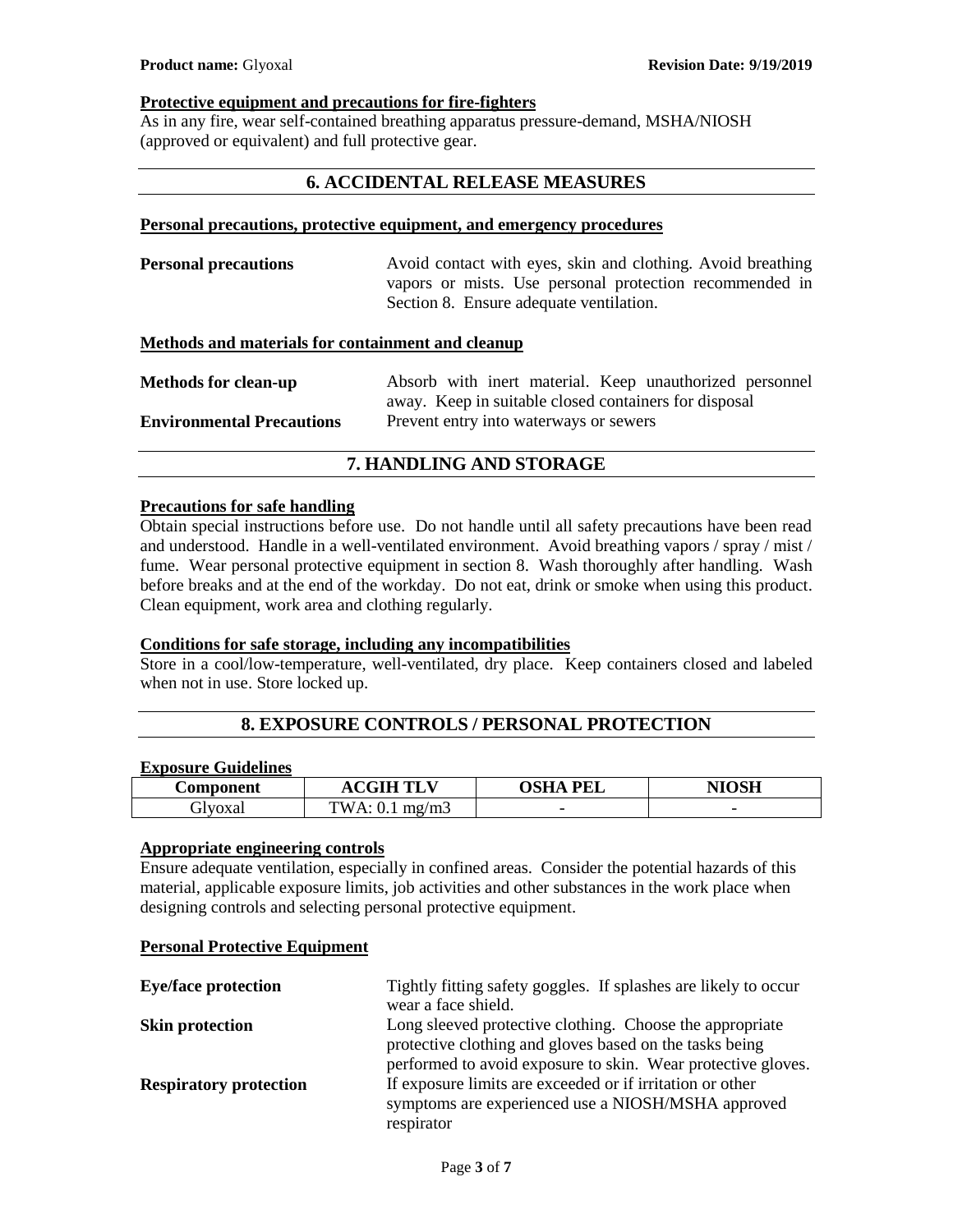**Protective equipment and precautions for fire-fighters**

As in any fire, wear self-contained breathing apparatus pressure-demand, MSHA/NIOSH (approved or equivalent) and full protective gear.

## 6. ACCIDENTAL RELEASE MEASURES

**Personal precautions, protective equipment, and emergency procedures**

**Personal precautions**: Avoid contact with eyes, skin and clothing. Avoid breathing vapors or mists. Use personal protection recommended in Section 8. Ensure adequate ventilation.

**Methods and materials for containment and cleanup**

**Methods for clean-up**: Absorb with inert material. Keep unauthorized personnel away. Keep in suitable closed containers for disposal

**Environmental Precautions**: Prevent entry into waterways or sewers

## 7. HANDLING AND STORAGE

**Precautions for safe handling**

Obtain special instructions before use. Do not handle until all safety precautions have been read and understood. Handle in a well-ventilated environment. Avoid breathing vapors / spray / mist / fume. Wear personal protective equipment in section 8. Wash thoroughly after handling. Wash before breaks and at the end of the workday. Do not eat, drink or smoke when using this product. Clean equipment, work area and clothing regularly.

**Conditions for safe storage, including any incompatibilities**

Store in a cool/low-temperature, well-ventilated, dry place. Keep containers closed and labeled when not in use. Store locked up.

## 8. EXPOSURE CONTROLS / PERSONAL PROTECTION

**Exposure Guidelines**

| Component | ACGIH TLV | OSHA PEL | NIOSH |
|---|---|---|---|
| Glyoxal | TWA: 0.1 mg/m3 | - | - |

**Appropriate engineering controls**

Ensure adequate ventilation, especially in confined areas. Consider the potential hazards of this material, applicable exposure limits, job activities and other substances in the work place when designing controls and selecting personal protective equipment.

**Personal Protective Equipment**

**Eye/face protection**: Tightly fitting safety goggles. If splashes are likely to occur wear a face shield.

**Skin protection**: Long sleeved protective clothing. Choose the appropriate protective clothing and gloves based on the tasks being performed to avoid exposure to skin. Wear protective gloves.

**Respiratory protection**: If exposure limits are exceeded or if irritation or other symptoms are experienced use a NIOSH/MSHA approved respirator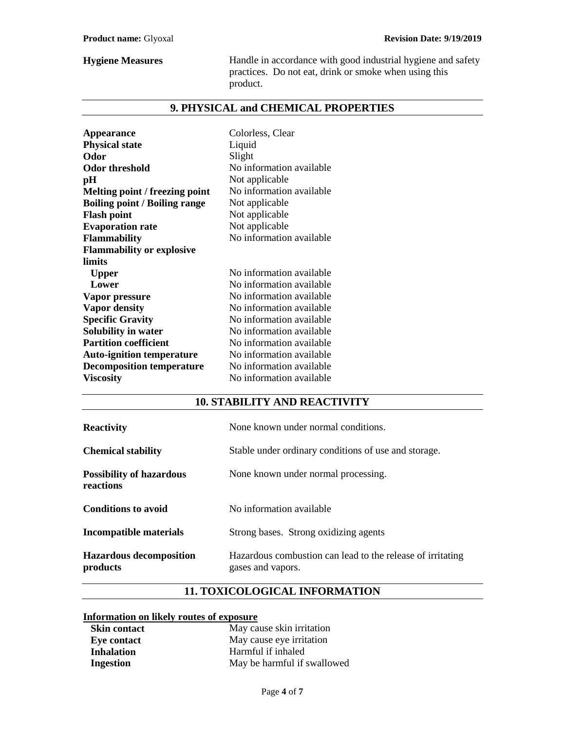**Hygiene Measures** Handle in accordance with good industrial hygiene and safety practices. Do not eat, drink or smoke when using this product.

## 9. PHYSICAL and CHEMICAL PROPERTIES

| | |
|---|---|
| **Appearance** | Colorless, Clear |
| **Physical state** | Liquid |
| **Odor** | Slight |
| **Odor threshold** | No information available |
| **pH** | Not applicable |
| **Melting point / freezing point** | No information available |
| **Boiling point / Boiling range** | Not applicable |
| **Flash point** | Not applicable |
| **Evaporation rate** | Not applicable |
| **Flammability** | No information available |
| **Flammability or explosive limits** | |
| **Upper** | No information available |
| **Lower** | No information available |
| **Vapor pressure** | No information available |
| **Vapor density** | No information available |
| **Specific Gravity** | No information available |
| **Solubility in water** | No information available |
| **Partition coefficient** | No information available |
| **Auto-ignition temperature** | No information available |
| **Decomposition temperature** | No information available |
| **Viscosity** | No information available |

## 10. STABILITY AND REACTIVITY

| | |
|---|---|
| **Reactivity** | None known under normal conditions. |
| **Chemical stability** | Stable under ordinary conditions of use and storage. |
| **Possibility of hazardous reactions** | None known under normal processing. |
| **Conditions to avoid** | No information available |
| **Incompatible materials** | Strong bases. Strong oxidizing agents |
| **Hazardous decomposition products** | Hazardous combustion can lead to the release of irritating gases and vapors. |

## 11. TOXICOLOGICAL INFORMATION

**Information on likely routes of exposure**

| | |
|---|---|
| **Skin contact** | May cause skin irritation |
| **Eye contact** | May cause eye irritation |
| **Inhalation** | Harmful if inhaled |
| **Ingestion** | May be harmful if swallowed |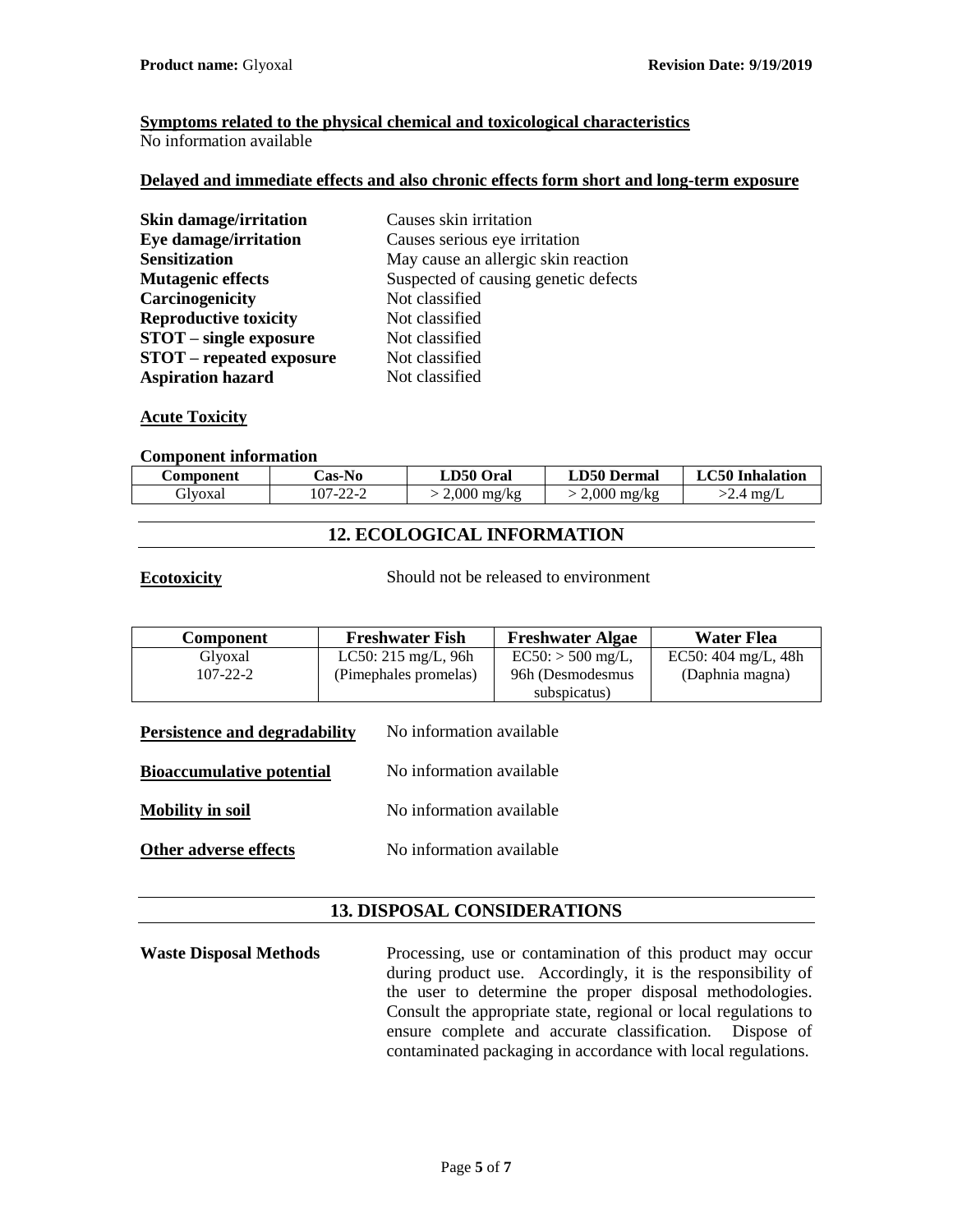**Symptoms related to the physical chemical and toxicological characteristics**
No information available

**Delayed and immediate effects and also chronic effects form short and long-term exposure**

| | |
|---|---|
| **Skin damage/irritation** | Causes skin irritation |
| **Eye damage/irritation** | Causes serious eye irritation |
| **Sensitization** | May cause an allergic skin reaction |
| **Mutagenic effects** | Suspected of causing genetic defects |
| **Carcinogenicity** | Not classified |
| **Reproductive toxicity** | Not classified |
| **STOT – single exposure** | Not classified |
| **STOT – repeated exposure** | Not classified |
| **Aspiration hazard** | Not classified |

**Acute Toxicity**

**Component information**

| Component | Cas-No | LD50 Oral | LD50 Dermal | LC50 Inhalation |
|---|---|---|---|---|
| Glyoxal | 107-22-2 | > 2,000 mg/kg | > 2,000 mg/kg | >2.4 mg/L |

## 12. ECOLOGICAL INFORMATION

**Ecotoxicity** Should not be released to environment

| Component | Freshwater Fish | Freshwater Algae | Water Flea |
|---|---|---|---|
| Glyoxal 107-22-2 | LC50: 215 mg/L, 96h (Pimephales promelas) | EC50: > 500 mg/L, 96h (Desmodesmus subspicatus) | EC50: 404 mg/L, 48h (Daphnia magna) |

**Persistence and degradability** No information available

**Bioaccumulative potential** No information available

**Mobility in soil** No information available

**Other adverse effects** No information available

## 13. DISPOSAL CONSIDERATIONS

**Waste Disposal Methods** Processing, use or contamination of this product may occur during product use. Accordingly, it is the responsibility of the user to determine the proper disposal methodologies. Consult the appropriate state, regional or local regulations to ensure complete and accurate classification. Dispose of contaminated packaging in accordance with local regulations.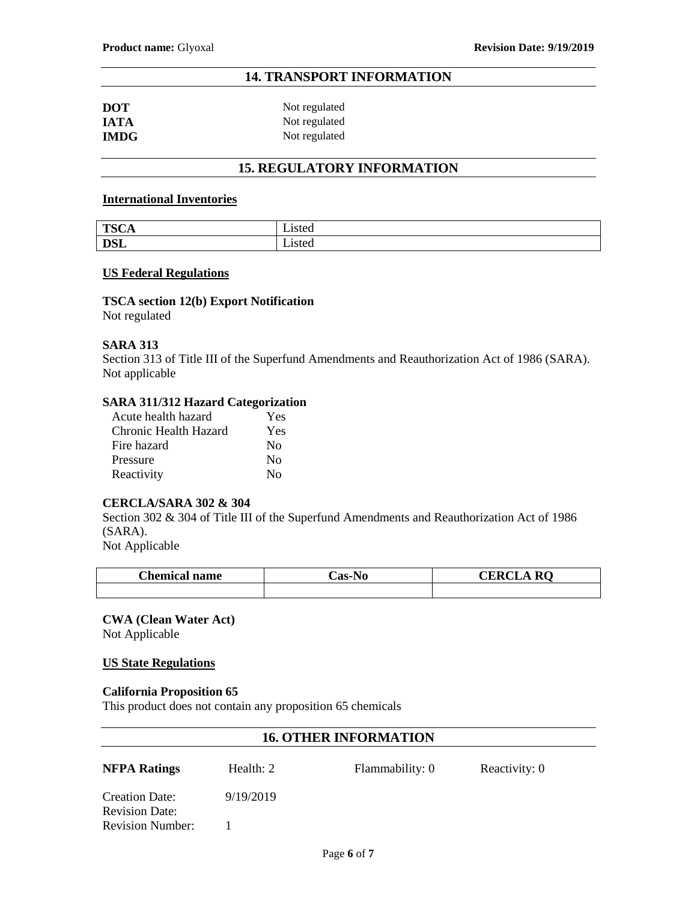## 14. TRANSPORT INFORMATION

| | |
|---|---|
| **DOT** | Not regulated |
| **IATA** | Not regulated |
| **IMDG** | Not regulated |

## 15. REGULATORY INFORMATION

### International Inventories

| | |
|---|---|
| **TSCA** | Listed |
| **DSL** | Listed |

### US Federal Regulations

**TSCA section 12(b) Export Notification**
Not regulated

**SARA 313**
Section 313 of Title III of the Superfund Amendments and Reauthorization Act of 1986 (SARA).
Not applicable

**SARA 311/312 Hazard Categorization**

| | |
|---|---|
| Acute health hazard | Yes |
| Chronic Health Hazard | Yes |
| Fire hazard | No |
| Pressure | No |
| Reactivity | No |

**CERCLA/SARA 302 & 304**
Section 302 & 304 of Title III of the Superfund Amendments and Reauthorization Act of 1986 (SARA).
Not Applicable

| Chemical name | Cas-No | CERCLA RQ |
|---|---|---|
| | | |

**CWA (Clean Water Act)**
Not Applicable

### US State Regulations

**California Proposition 65**
This product does not contain any proposition 65 chemicals

## 16. OTHER INFORMATION

| **NFPA Ratings** | Health: 2 | Flammability: 0 | Reactivity: 0 |
|---|---|---|---|

Creation Date: 9/19/2019
Revision Date:
Revision Number: 1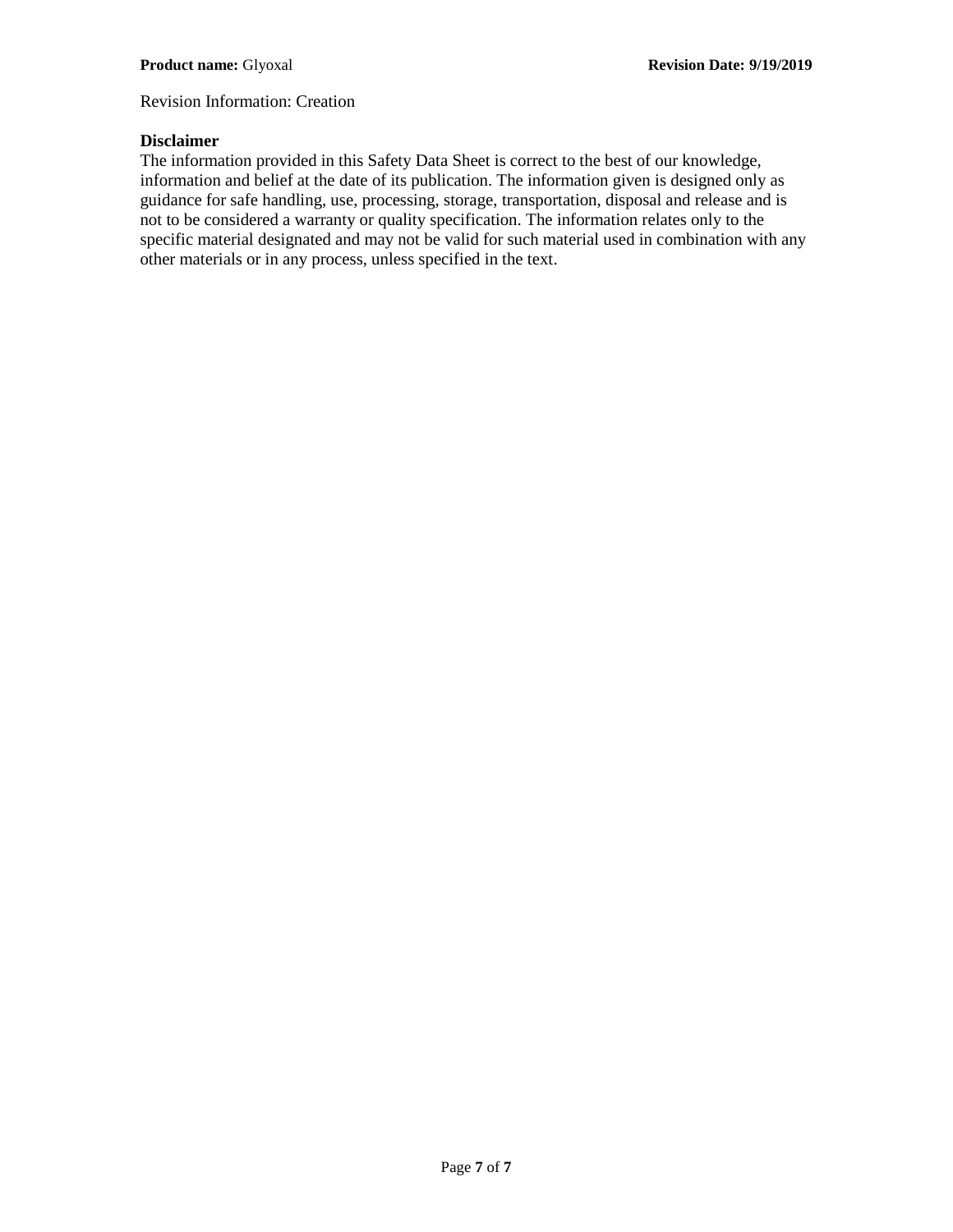Revision Information: Creation

**Disclaimer**

The information provided in this Safety Data Sheet is correct to the best of our knowledge, information and belief at the date of its publication. The information given is designed only as guidance for safe handling, use, processing, storage, transportation, disposal and release and is not to be considered a warranty or quality specification. The information relates only to the specific material designated and may not be valid for such material used in combination with any other materials or in any process, unless specified in the text.